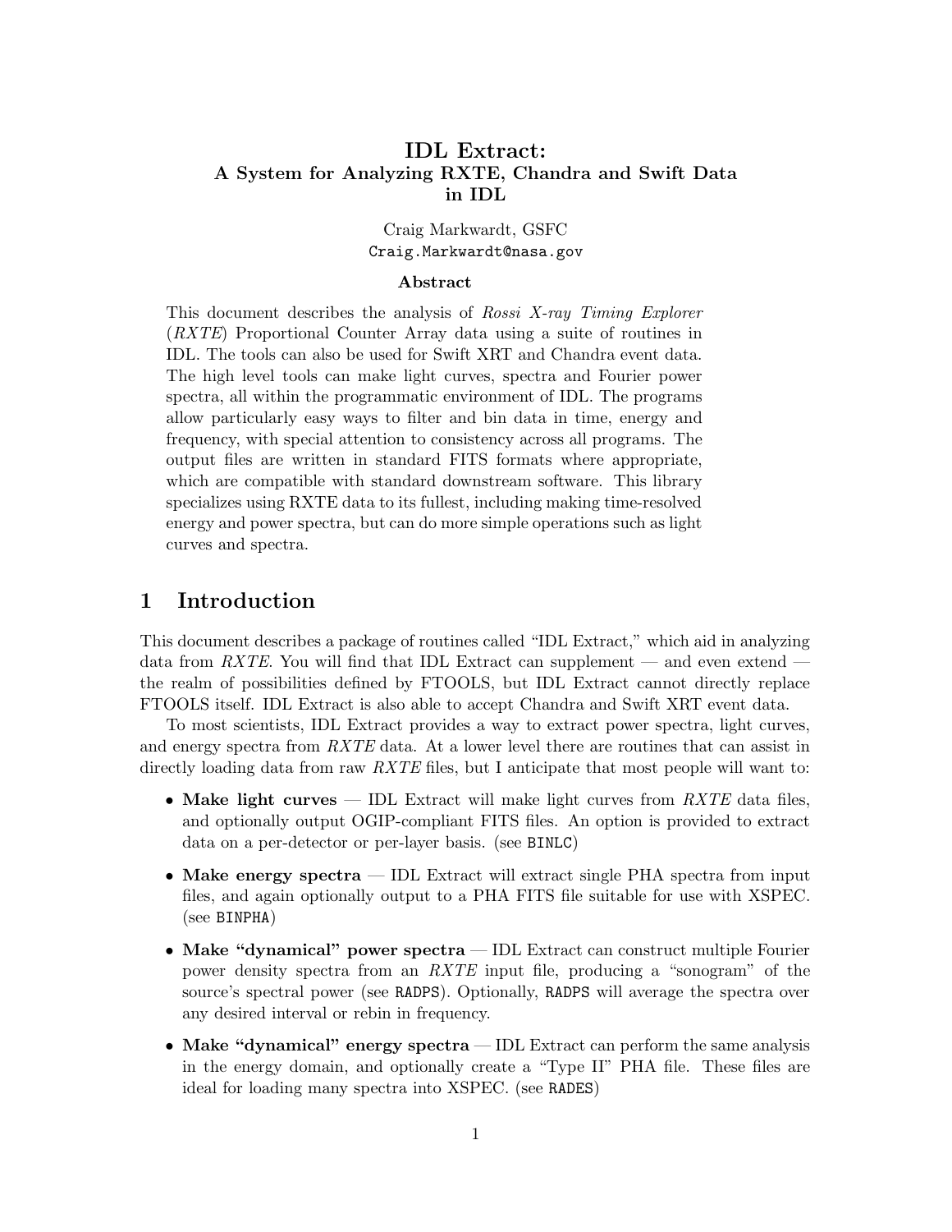# IDL Extract:
## A System for Analyzing RXTE, Chandra and Swift Data in IDL

Craig Markwardt, GSFC
`Craig.Markwardt@nasa.gov`

**Abstract**

This document describes the analysis of *Rossi X-ray Timing Explorer* (*RXTE*) Proportional Counter Array data using a suite of routines in IDL. The tools can also be used for Swift XRT and Chandra event data. The high level tools can make light curves, spectra and Fourier power spectra, all within the programmatic environment of IDL. The programs allow particularly easy ways to filter and bin data in time, energy and frequency, with special attention to consistency across all programs. The output files are written in standard FITS formats where appropriate, which are compatible with standard downstream software. This library specializes using RXTE data to its fullest, including making time-resolved energy and power spectra, but can do more simple operations such as light curves and spectra.

## 1 Introduction

This document describes a package of routines called "IDL Extract," which aid in analyzing data from *RXTE*. You will find that IDL Extract can supplement — and even extend — the realm of possibilities defined by FTOOLS, but IDL Extract cannot directly replace FTOOLS itself. IDL Extract is also able to accept Chandra and Swift XRT event data.

To most scientists, IDL Extract provides a way to extract power spectra, light curves, and energy spectra from *RXTE* data. At a lower level there are routines that can assist in directly loading data from raw *RXTE* files, but I anticipate that most people will want to:

- **Make light curves** — IDL Extract will make light curves from *RXTE* data files, and optionally output OGIP-compliant FITS files. An option is provided to extract data on a per-detector or per-layer basis. (see `BINLC`)
- **Make energy spectra** — IDL Extract will extract single PHA spectra from input files, and again optionally output to a PHA FITS file suitable for use with XSPEC. (see `BINPHA`)
- **Make "dynamical" power spectra** — IDL Extract can construct multiple Fourier power density spectra from an *RXTE* input file, producing a "sonogram" of the source's spectral power (see `RADPS`). Optionally, `RADPS` will average the spectra over any desired interval or rebin in frequency.
- **Make "dynamical" energy spectra** — IDL Extract can perform the same analysis in the energy domain, and optionally create a "Type II" PHA file. These files are ideal for loading many spectra into XSPEC. (see `RADES`)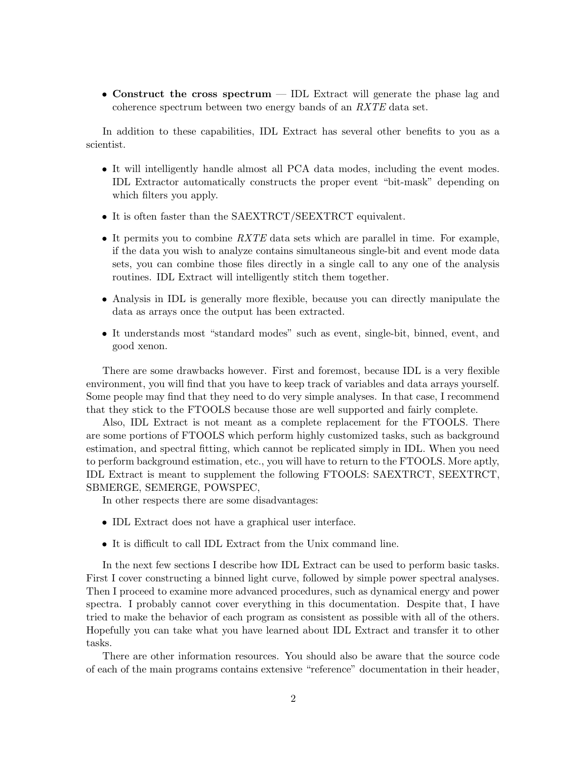- **Construct the cross spectrum** — IDL Extract will generate the phase lag and coherence spectrum between two energy bands of an *RXTE* data set.

In addition to these capabilities, IDL Extract has several other benefits to you as a scientist.

- It will intelligently handle almost all PCA data modes, including the event modes. IDL Extractor automatically constructs the proper event "bit-mask" depending on which filters you apply.
- It is often faster than the SAEXTRCT/SEEXTRCT equivalent.
- It permits you to combine *RXTE* data sets which are parallel in time. For example, if the data you wish to analyze contains simultaneous single-bit and event mode data sets, you can combine those files directly in a single call to any one of the analysis routines. IDL Extract will intelligently stitch them together.
- Analysis in IDL is generally more flexible, because you can directly manipulate the data as arrays once the output has been extracted.
- It understands most "standard modes" such as event, single-bit, binned, event, and good xenon.

There are some drawbacks however. First and foremost, because IDL is a very flexible environment, you will find that you have to keep track of variables and data arrays yourself. Some people may find that they need to do very simple analyses. In that case, I recommend that they stick to the FTOOLS because those are well supported and fairly complete.

Also, IDL Extract is not meant as a complete replacement for the FTOOLS. There are some portions of FTOOLS which perform highly customized tasks, such as background estimation, and spectral fitting, which cannot be replicated simply in IDL. When you need to perform background estimation, etc., you will have to return to the FTOOLS. More aptly, IDL Extract is meant to supplement the following FTOOLS: SAEXTRCT, SEEXTRCT, SBMERGE, SEMERGE, POWSPEC,

In other respects there are some disadvantages:

- IDL Extract does not have a graphical user interface.
- It is difficult to call IDL Extract from the Unix command line.

In the next few sections I describe how IDL Extract can be used to perform basic tasks. First I cover constructing a binned light curve, followed by simple power spectral analyses. Then I proceed to examine more advanced procedures, such as dynamical energy and power spectra. I probably cannot cover everything in this documentation. Despite that, I have tried to make the behavior of each program as consistent as possible with all of the others. Hopefully you can take what you have learned about IDL Extract and transfer it to other tasks.

There are other information resources. You should also be aware that the source code of each of the main programs contains extensive "reference" documentation in their header,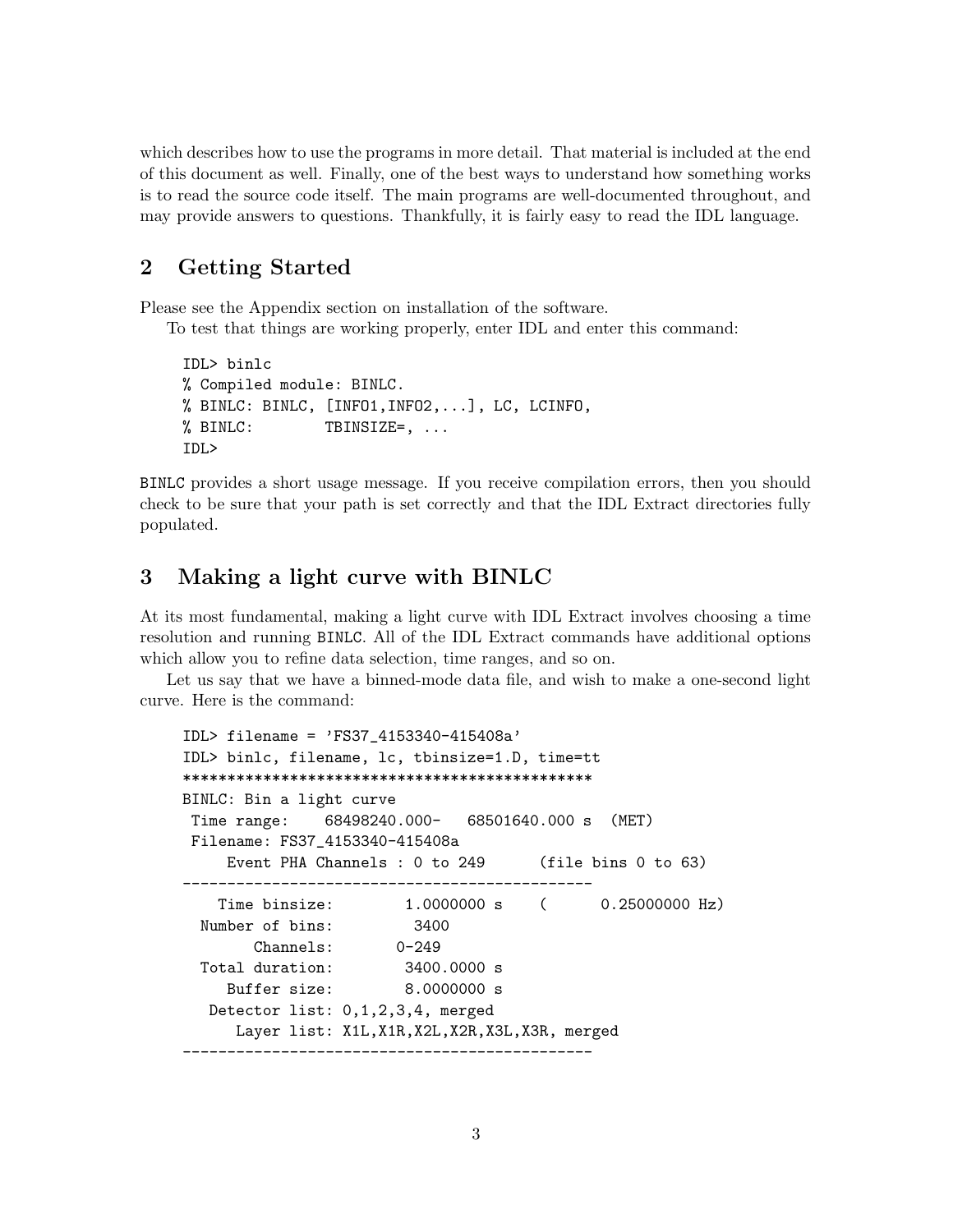which describes how to use the programs in more detail. That material is included at the end of this document as well. Finally, one of the best ways to understand how something works is to read the source code itself. The main programs are well-documented throughout, and may provide answers to questions. Thankfully, it is fairly easy to read the IDL language.

## 2 Getting Started

Please see the Appendix section on installation of the software.

To test that things are working properly, enter IDL and enter this command:

```
IDL> binlc
% Compiled module: BINLC.
% BINLC: BINLC, [INFO1,INFO2,...], LC, LCINFO,
% BINLC:        TBINSIZE=, ...
IDL>
```

BINLC provides a short usage message. If you receive compilation errors, then you should check to be sure that your path is set correctly and that the IDL Extract directories fully populated.

## 3 Making a light curve with BINLC

At its most fundamental, making a light curve with IDL Extract involves choosing a time resolution and running BINLC. All of the IDL Extract commands have additional options which allow you to refine data selection, time ranges, and so on.

Let us say that we have a binned-mode data file, and wish to make a one-second light curve. Here is the command:

```
IDL> filename = 'FS37_4153340-415408a'
IDL> binlc, filename, lc, tbinsize=1.D, time=tt
**********************************************
BINLC: Bin a light curve
 Time range:    68498240.000-   68501640.000 s  (MET)
 Filename: FS37_4153340-415408a
     Event PHA Channels : 0 to 249      (file bins 0 to 63)
----------------------------------------------
    Time binsize:        1.0000000 s    (      0.25000000 Hz)
  Number of bins:         3400
        Channels:       0-249
  Total duration:        3400.0000 s
     Buffer size:        8.0000000 s
   Detector list: 0,1,2,3,4, merged
      Layer list: X1L,X1R,X2L,X2R,X3L,X3R, merged
----------------------------------------------
```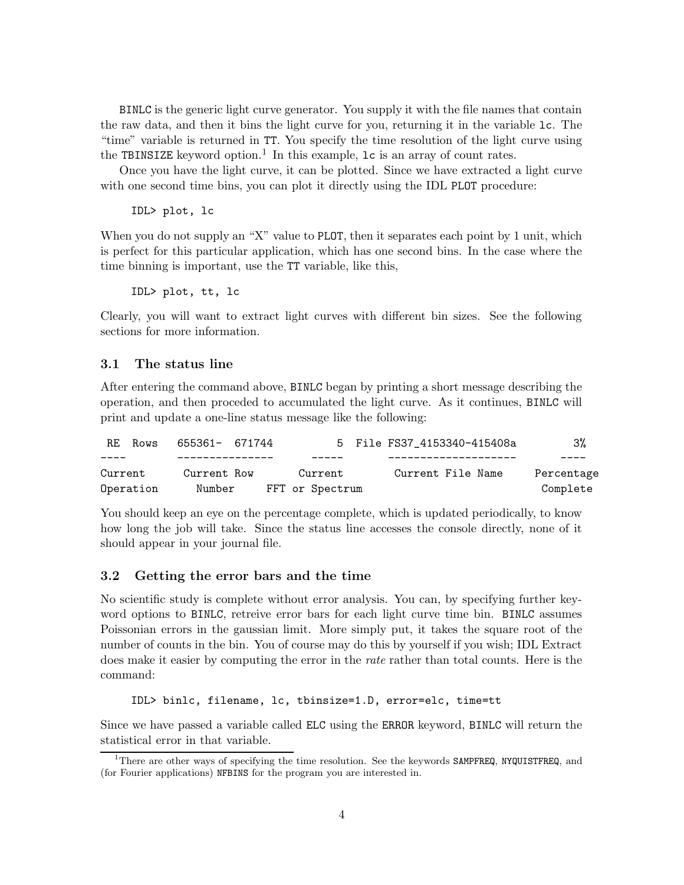BINLC is the generic light curve generator. You supply it with the file names that contain the raw data, and then it bins the light curve for you, returning it in the variable lc. The "time" variable is returned in TT. You specify the time resolution of the light curve using the TBINSIZE keyword option.[1] In this example, lc is an array of count rates.

Once you have the light curve, it can be plotted. Since we have extracted a light curve with one second time bins, you can plot it directly using the IDL PLOT procedure:

```
IDL> plot, lc
```

When you do not supply an "X" value to PLOT, then it separates each point by 1 unit, which is perfect for this particular application, which has one second bins. In the case where the time binning is important, use the TT variable, like this,

```
IDL> plot, tt, lc
```

Clearly, you will want to extract light curves with different bin sizes. See the following sections for more information.

### 3.1 The status line

After entering the command above, BINLC began by printing a short message describing the operation, and then proceded to accumulated the light curve. As it continues, BINLC will print and update a one-line status message like the following:

```
 RE  Rows    655361- 671744           5  File FS37_4153340-415408a         3%
----         ---------------       -----       --------------------        ----
Current        Current Row        Current        Current File Name      Percentage
Operation        Number      FFT or Spectrum                             Complete
```

You should keep an eye on the percentage complete, which is updated periodically, to know how long the job will take. Since the status line accesses the console directly, none of it should appear in your journal file.

### 3.2 Getting the error bars and the time

No scientific study is complete without error analysis. You can, by specifying further keyword options to BINLC, retreive error bars for each light curve time bin. BINLC assumes Poissonian errors in the gaussian limit. More simply put, it takes the square root of the number of counts in the bin. You of course may do this by yourself if you wish; IDL Extract does make it easier by computing the error in the *rate* rather than total counts. Here is the command:

```
IDL> binlc, filename, lc, tbinsize=1.D, error=elc, time=tt
```

Since we have passed a variable called ELC using the ERROR keyword, BINLC will return the statistical error in that variable.

[1] There are other ways of specifying the time resolution. See the keywords SAMPFREQ, NYQUISTFREQ, and (for Fourier applications) NFBINS for the program you are interested in.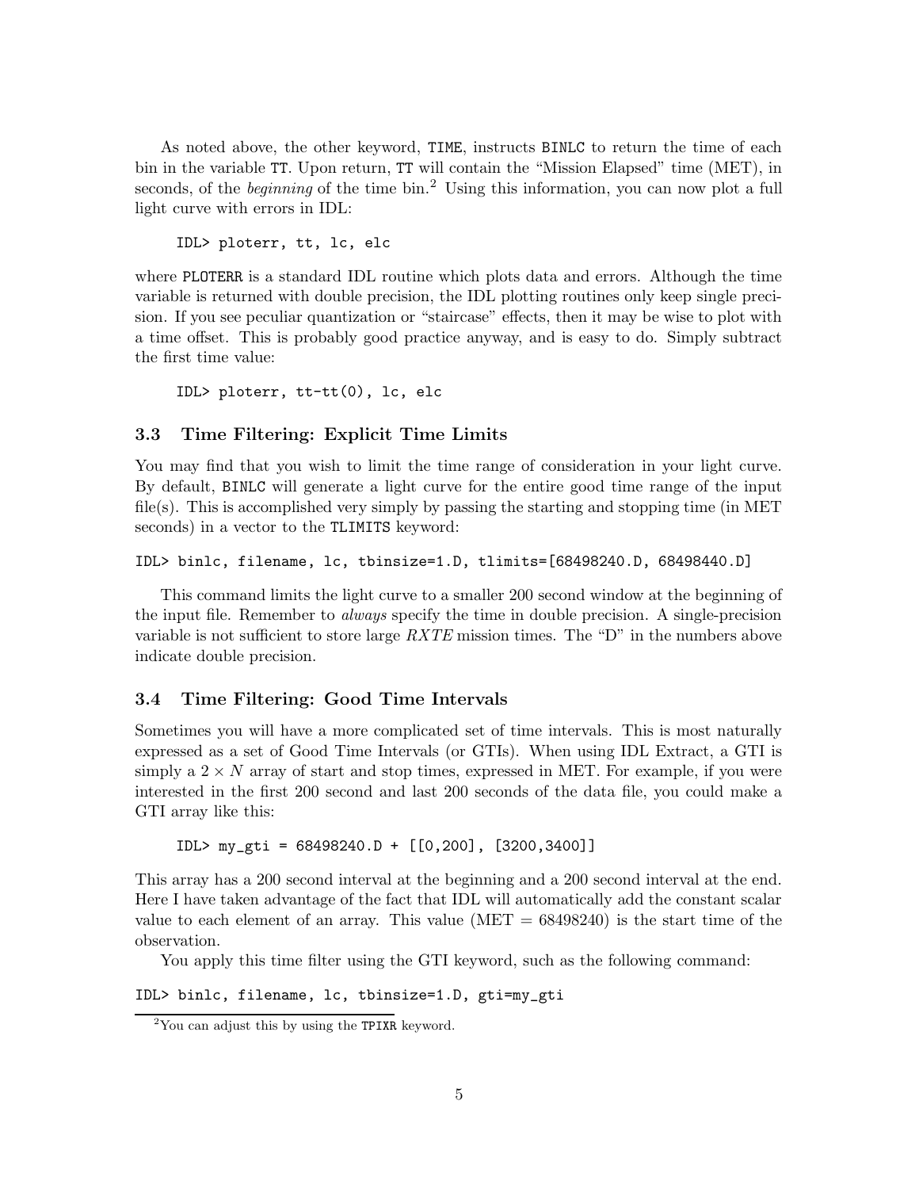As noted above, the other keyword, `TIME`, instructs `BINLC` to return the time of each bin in the variable `TT`. Upon return, `TT` will contain the "Mission Elapsed" time (MET), in seconds, of the *beginning* of the time bin.[2] Using this information, you can now plot a full light curve with errors in IDL:

```
IDL> ploterr, tt, lc, elc
```

where `PLOTERR` is a standard IDL routine which plots data and errors. Although the time variable is returned with double precision, the IDL plotting routines only keep single precision. If you see peculiar quantization or "staircase" effects, then it may be wise to plot with a time offset. This is probably good practice anyway, and is easy to do. Simply subtract the first time value:

```
IDL> ploterr, tt-tt(0), lc, elc
```

### 3.3 Time Filtering: Explicit Time Limits

You may find that you wish to limit the time range of consideration in your light curve. By default, `BINLC` will generate a light curve for the entire good time range of the input file(s). This is accomplished very simply by passing the starting and stopping time (in MET seconds) in a vector to the `TLIMITS` keyword:

```
IDL> binlc, filename, lc, tbinsize=1.D, tlimits=[68498240.D, 68498440.D]
```

This command limits the light curve to a smaller 200 second window at the beginning of the input file. Remember to *always* specify the time in double precision. A single-precision variable is not sufficient to store large *RXTE* mission times. The "D" in the numbers above indicate double precision.

### 3.4 Time Filtering: Good Time Intervals

Sometimes you will have a more complicated set of time intervals. This is most naturally expressed as a set of Good Time Intervals (or GTIs). When using IDL Extract, a GTI is simply a $2 \times N$ array of start and stop times, expressed in MET. For example, if you were interested in the first 200 second and last 200 seconds of the data file, you could make a GTI array like this:

```
IDL> my_gti = 68498240.D + [[0,200], [3200,3400]]
```

This array has a 200 second interval at the beginning and a 200 second interval at the end. Here I have taken advantage of the fact that IDL will automatically add the constant scalar value to each element of an array. This value (MET = 68498240) is the start time of the observation.

You apply this time filter using the GTI keyword, such as the following command:

```
IDL> binlc, filename, lc, tbinsize=1.D, gti=my_gti
```

[2] You can adjust this by using the `TPIXR` keyword.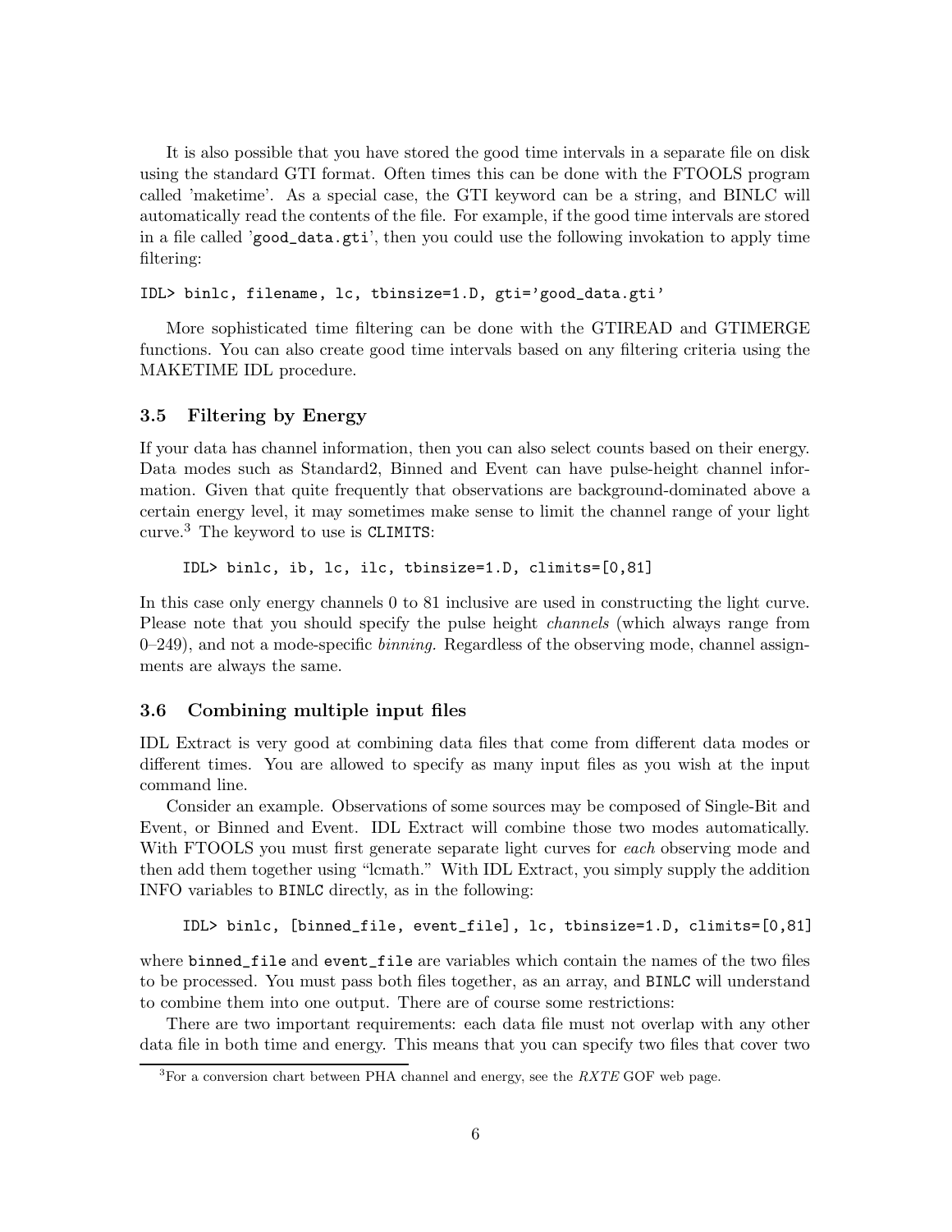It is also possible that you have stored the good time intervals in a separate file on disk using the standard GTI format. Often times this can be done with the FTOOLS program called 'maketime'. As a special case, the GTI keyword can be a string, and BINLC will automatically read the contents of the file. For example, if the good time intervals are stored in a file called 'good_data.gti', then you could use the following invokation to apply time filtering:

```
IDL> binlc, filename, lc, tbinsize=1.D, gti='good_data.gti'
```

More sophisticated time filtering can be done with the GTIREAD and GTIMERGE functions. You can also create good time intervals based on any filtering criteria using the MAKETIME IDL procedure.

### 3.5 Filtering by Energy

If your data has channel information, then you can also select counts based on their energy. Data modes such as Standard2, Binned and Event can have pulse-height channel information. Given that quite frequently that observations are background-dominated above a certain energy level, it may sometimes make sense to limit the channel range of your light curve.[3] The keyword to use is CLIMITS:

```
IDL> binlc, ib, lc, ilc, tbinsize=1.D, climits=[0,81]
```

In this case only energy channels 0 to 81 inclusive are used in constructing the light curve. Please note that you should specify the pulse height *channels* (which always range from 0–249), and not a mode-specific *binning.* Regardless of the observing mode, channel assignments are always the same.

### 3.6 Combining multiple input files

IDL Extract is very good at combining data files that come from different data modes or different times. You are allowed to specify as many input files as you wish at the input command line.

Consider an example. Observations of some sources may be composed of Single-Bit and Event, or Binned and Event. IDL Extract will combine those two modes automatically. With FTOOLS you must first generate separate light curves for *each* observing mode and then add them together using "lcmath." With IDL Extract, you simply supply the addition INFO variables to BINLC directly, as in the following:

```
IDL> binlc, [binned_file, event_file], lc, tbinsize=1.D, climits=[0,81]
```

where binned_file and event_file are variables which contain the names of the two files to be processed. You must pass both files together, as an array, and BINLC will understand to combine them into one output. There are of course some restrictions:

There are two important requirements: each data file must not overlap with any other data file in both time and energy. This means that you can specify two files that cover two

[3] For a conversion chart between PHA channel and energy, see the *RXTE* GOF web page.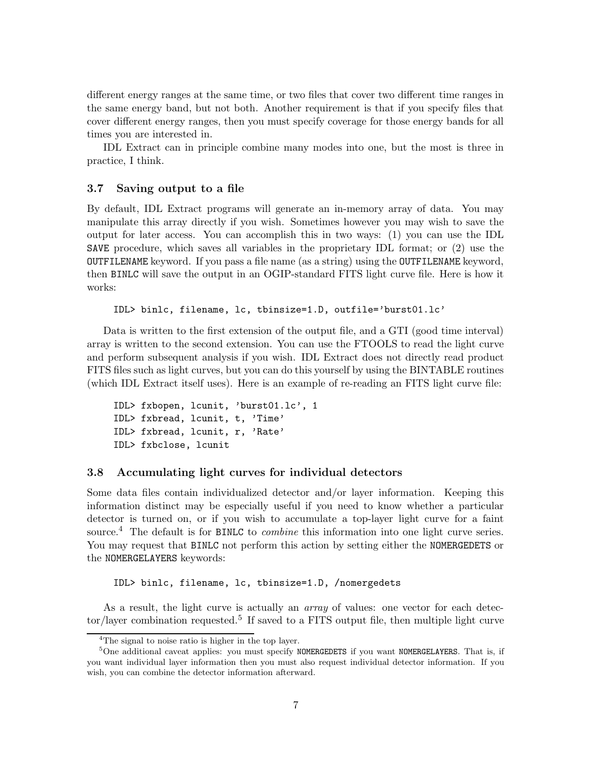different energy ranges at the same time, or two files that cover two different time ranges in the same energy band, but not both. Another requirement is that if you specify files that cover different energy ranges, then you must specify coverage for those energy bands for all times you are interested in.

IDL Extract can in principle combine many modes into one, but the most is three in practice, I think.

### 3.7 Saving output to a file

By default, IDL Extract programs will generate an in-memory array of data. You may manipulate this array directly if you wish. Sometimes however you may wish to save the output for later access. You can accomplish this in two ways: (1) you can use the IDL `SAVE` procedure, which saves all variables in the proprietary IDL format; or (2) use the `OUTFILENAME` keyword. If you pass a file name (as a string) using the `OUTFILENAME` keyword, then `BINLC` will save the output in an OGIP-standard FITS light curve file. Here is how it works:

```
IDL> binlc, filename, lc, tbinsize=1.D, outfile='burst01.lc'
```

Data is written to the first extension of the output file, and a GTI (good time interval) array is written to the second extension. You can use the FTOOLS to read the light curve and perform subsequent analysis if you wish. IDL Extract does not directly read product FITS files such as light curves, but you can do this yourself by using the BINTABLE routines (which IDL Extract itself uses). Here is an example of re-reading an FITS light curve file:

```
IDL> fxbopen, lcunit, 'burst01.lc', 1
IDL> fxbread, lcunit, t, 'Time'
IDL> fxbread, lcunit, r, 'Rate'
IDL> fxbclose, lcunit
```

### 3.8 Accumulating light curves for individual detectors

Some data files contain individualized detector and/or layer information. Keeping this information distinct may be especially useful if you need to know whether a particular detector is turned on, or if you wish to accumulate a top-layer light curve for a faint source.[4] The default is for `BINLC` to *combine* this information into one light curve series. You may request that `BINLC` not perform this action by setting either the `NOMERGEDETS` or the `NOMERGELAYERS` keywords:

```
IDL> binlc, filename, lc, tbinsize=1.D, /nomergedets
```

As a result, the light curve is actually an *array* of values: one vector for each detector/layer combination requested.[5] If saved to a FITS output file, then multiple light curve

[4] The signal to noise ratio is higher in the top layer.

[5] One additional caveat applies: you must specify `NOMERGEDETS` if you want `NOMERGELAYERS`. That is, if you want individual layer information then you must also request individual detector information. If you wish, you can combine the detector information afterward.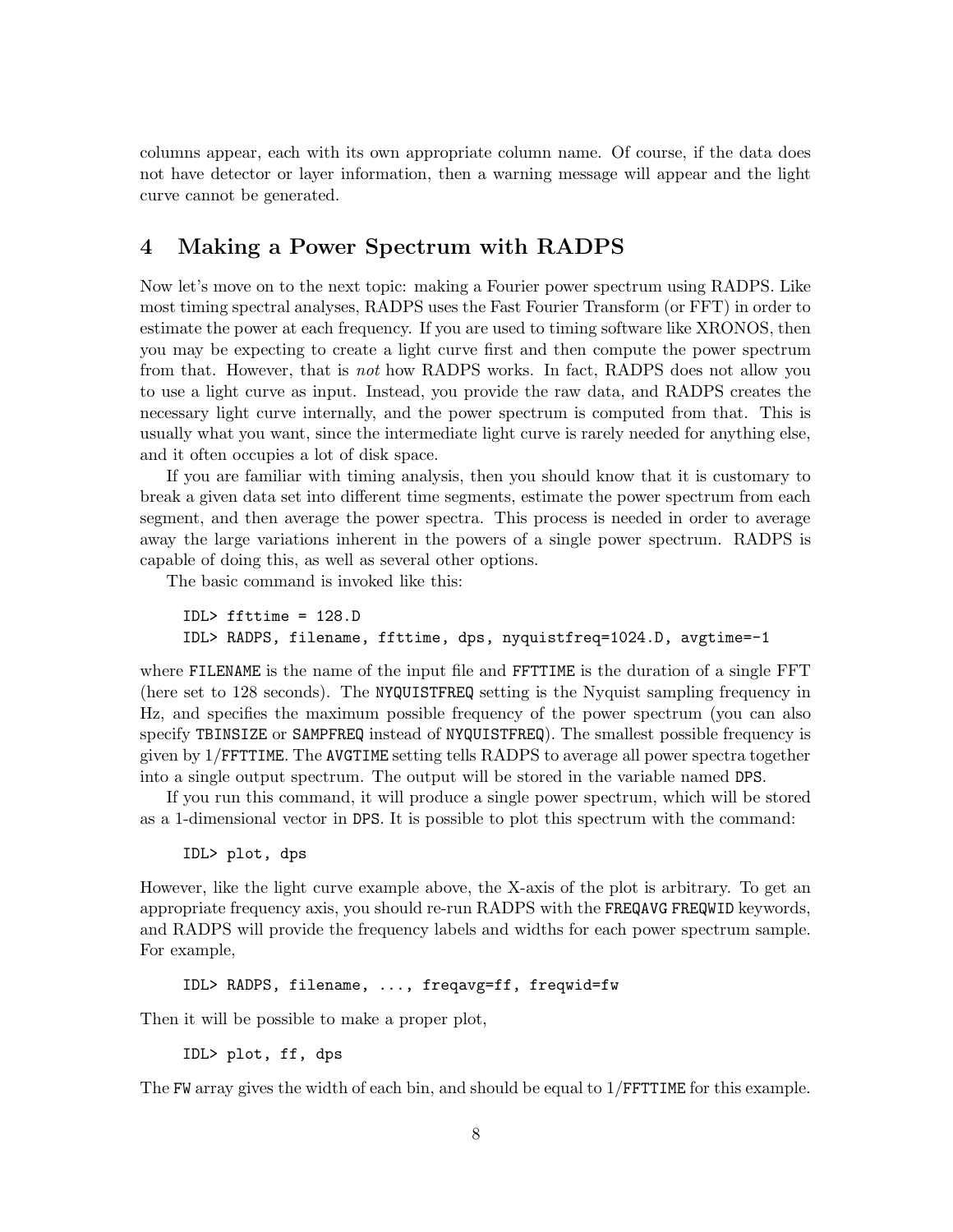columns appear, each with its own appropriate column name. Of course, if the data does not have detector or layer information, then a warning message will appear and the light curve cannot be generated.

# 4 Making a Power Spectrum with RADPS

Now let's move on to the next topic: making a Fourier power spectrum using RADPS. Like most timing spectral analyses, RADPS uses the Fast Fourier Transform (or FFT) in order to estimate the power at each frequency. If you are used to timing software like XRONOS, then you may be expecting to create a light curve first and then compute the power spectrum from that. However, that is *not* how RADPS works. In fact, RADPS does not allow you to use a light curve as input. Instead, you provide the raw data, and RADPS creates the necessary light curve internally, and the power spectrum is computed from that. This is usually what you want, since the intermediate light curve is rarely needed for anything else, and it often occupies a lot of disk space.

If you are familiar with timing analysis, then you should know that it is customary to break a given data set into different time segments, estimate the power spectrum from each segment, and then average the power spectra. This process is needed in order to average away the large variations inherent in the powers of a single power spectrum. RADPS is capable of doing this, as well as several other options.

The basic command is invoked like this:

```
IDL> ffttime = 128.D
IDL> RADPS, filename, ffttime, dps, nyquistfreq=1024.D, avgtime=-1
```

where `FILENAME` is the name of the input file and `FFTTIME` is the duration of a single FFT (here set to 128 seconds). The `NYQUISTFREQ` setting is the Nyquist sampling frequency in Hz, and specifies the maximum possible frequency of the power spectrum (you can also specify `TBINSIZE` or `SAMPFREQ` instead of `NYQUISTFREQ`). The smallest possible frequency is given by 1/`FFTTIME`. The `AVGTIME` setting tells RADPS to average all power spectra together into a single output spectrum. The output will be stored in the variable named `DPS`.

If you run this command, it will produce a single power spectrum, which will be stored as a 1-dimensional vector in `DPS`. It is possible to plot this spectrum with the command:

```
IDL> plot, dps
```

However, like the light curve example above, the X-axis of the plot is arbitrary. To get an appropriate frequency axis, you should re-run RADPS with the `FREQAVG` `FREQWID` keywords, and RADPS will provide the frequency labels and widths for each power spectrum sample. For example,

```
IDL> RADPS, filename, ..., freqavg=ff, freqwid=fw
```

Then it will be possible to make a proper plot,

```
IDL> plot, ff, dps
```

The `FW` array gives the width of each bin, and should be equal to 1/`FFTTIME` for this example.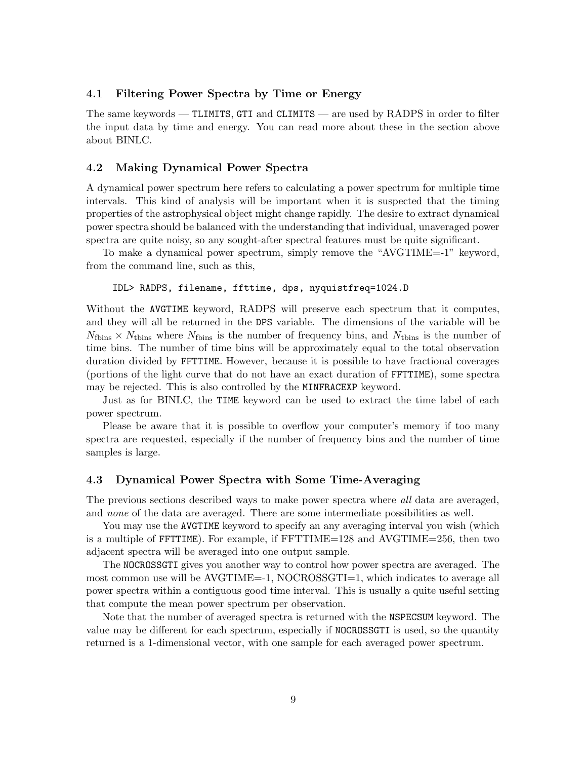### 4.1 Filtering Power Spectra by Time or Energy

The same keywords — `TLIMITS`, `GTI` and `CLIMITS` — are used by RADPS in order to filter the input data by time and energy. You can read more about these in the section above about BINLC.

### 4.2 Making Dynamical Power Spectra

A dynamical power spectrum here refers to calculating a power spectrum for multiple time intervals. This kind of analysis will be important when it is suspected that the timing properties of the astrophysical object might change rapidly. The desire to extract dynamical power spectra should be balanced with the understanding that individual, unaveraged power spectra are quite noisy, so any sought-after spectral features must be quite significant.

To make a dynamical power spectrum, simply remove the "AVGTIME=-1" keyword, from the command line, such as this,

```
IDL> RADPS, filename, ffttime, dps, nyquistfreq=1024.D
```

Without the `AVGTIME` keyword, RADPS will preserve each spectrum that it computes, and they will all be returned in the `DPS` variable. The dimensions of the variable will be $N_{\rm fbins} \times N_{\rm tbins}$ where $N_{\rm fbins}$ is the number of frequency bins, and $N_{\rm tbins}$ is the number of time bins. The number of time bins will be approximately equal to the total observation duration divided by `FFTTIME`. However, because it is possible to have fractional coverages (portions of the light curve that do not have an exact duration of `FFTTIME`), some spectra may be rejected. This is also controlled by the `MINFRACEXP` keyword.

Just as for BINLC, the `TIME` keyword can be used to extract the time label of each power spectrum.

Please be aware that it is possible to overflow your computer's memory if too many spectra are requested, especially if the number of frequency bins and the number of time samples is large.

### 4.3 Dynamical Power Spectra with Some Time-Averaging

The previous sections described ways to make power spectra where *all* data are averaged, and *none* of the data are averaged. There are some intermediate possibilities as well.

You may use the `AVGTIME` keyword to specify an any averaging interval you wish (which is a multiple of `FFTTIME`). For example, if FFTTIME=128 and AVGTIME=256, then two adjacent spectra will be averaged into one output sample.

The `NOCROSSGTI` gives you another way to control how power spectra are averaged. The most common use will be AVGTIME=-1, NOCROSSGTI=1, which indicates to average all power spectra within a contiguous good time interval. This is usually a quite useful setting that compute the mean power spectrum per observation.

Note that the number of averaged spectra is returned with the `NSPECSUM` keyword. The value may be different for each spectrum, especially if `NOCROSSGTI` is used, so the quantity returned is a 1-dimensional vector, with one sample for each averaged power spectrum.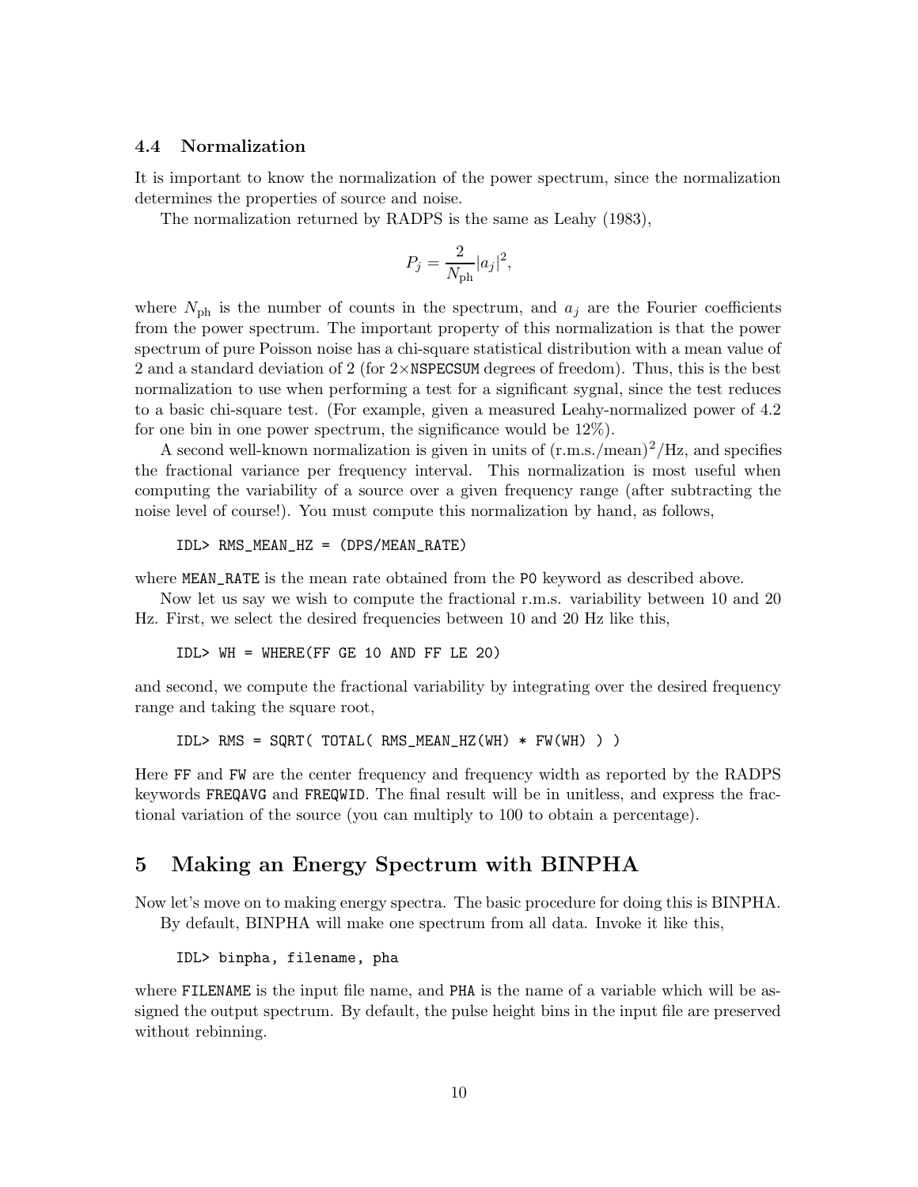### 4.4 Normalization

It is important to know the normalization of the power spectrum, since the normalization determines the properties of source and noise.

The normalization returned by RADPS is the same as Leahy (1983),

$$P_j = \frac{2}{N_{\rm ph}} |a_j|^2,$$

where $N_{\rm ph}$ is the number of counts in the spectrum, and $a_j$ are the Fourier coefficients from the power spectrum. The important property of this normalization is that the power spectrum of pure Poisson noise has a chi-square statistical distribution with a mean value of 2 and a standard deviation of 2 (for $2\times$NSPECSUM degrees of freedom). Thus, this is the best normalization to use when performing a test for a significant sygnal, since the test reduces to a basic chi-square test. (For example, given a measured Leahy-normalized power of 4.2 for one bin in one power spectrum, the significance would be 12%).

A second well-known normalization is given in units of $(\text{r.m.s./mean})^2$/Hz, and specifies the fractional variance per frequency interval. This normalization is most useful when computing the variability of a source over a given frequency range (after subtracting the noise level of course!). You must compute this normalization by hand, as follows,

```
IDL> RMS_MEAN_HZ = (DPS/MEAN_RATE)
```

where MEAN_RATE is the mean rate obtained from the P0 keyword as described above.

Now let us say we wish to compute the fractional r.m.s. variability between 10 and 20 Hz. First, we select the desired frequencies between 10 and 20 Hz like this,

```
IDL> WH = WHERE(FF GE 10 AND FF LE 20)
```

and second, we compute the fractional variability by integrating over the desired frequency range and taking the square root,

```
IDL> RMS = SQRT( TOTAL( RMS_MEAN_HZ(WH) * FW(WH) ) )
```

Here FF and FW are the center frequency and frequency width as reported by the RADPS keywords FREQAVG and FREQWID. The final result will be in unitless, and express the fractional variation of the source (you can multiply to 100 to obtain a percentage).

## 5 Making an Energy Spectrum with BINPHA

Now let's move on to making energy spectra. The basic procedure for doing this is BINPHA.

By default, BINPHA will make one spectrum from all data. Invoke it like this,

```
IDL> binpha, filename, pha
```

where FILENAME is the input file name, and PHA is the name of a variable which will be assigned the output spectrum. By default, the pulse height bins in the input file are preserved without rebinning.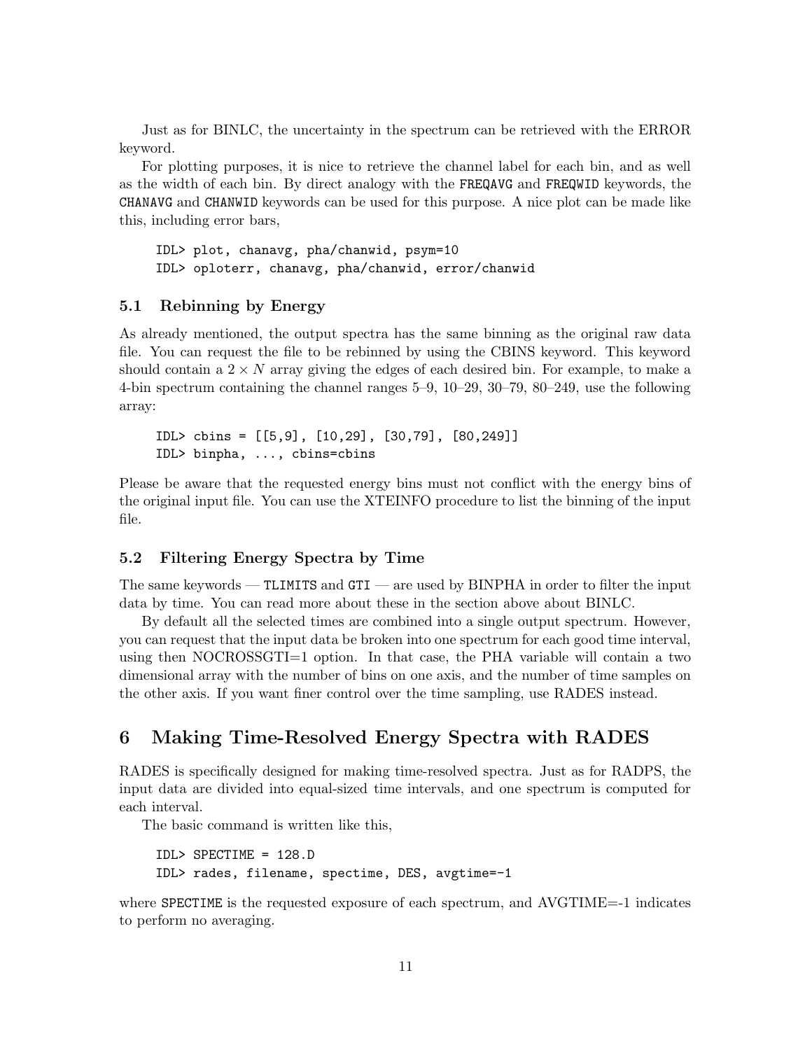Just as for BINLC, the uncertainty in the spectrum can be retrieved with the ERROR keyword.

For plotting purposes, it is nice to retrieve the channel label for each bin, and as well as the width of each bin. By direct analogy with the `FREQAVG` and `FREQWID` keywords, the `CHANAVG` and `CHANWID` keywords can be used for this purpose. A nice plot can be made like this, including error bars,

```
IDL> plot, chanavg, pha/chanwid, psym=10
IDL> oploterr, chanavg, pha/chanwid, error/chanwid
```

### 5.1 Rebinning by Energy

As already mentioned, the output spectra has the same binning as the original raw data file. You can request the file to be rebinned by using the CBINS keyword. This keyword should contain a $2 \times N$ array giving the edges of each desired bin. For example, to make a 4-bin spectrum containing the channel ranges 5–9, 10–29, 30–79, 80–249, use the following array:

```
IDL> cbins = [[5,9], [10,29], [30,79], [80,249]]
IDL> binpha, ..., cbins=cbins
```

Please be aware that the requested energy bins must not conflict with the energy bins of the original input file. You can use the XTEINFO procedure to list the binning of the input file.

### 5.2 Filtering Energy Spectra by Time

The same keywords — `TLIMITS` and `GTI` — are used by BINPHA in order to filter the input data by time. You can read more about these in the section above about BINLC.

By default all the selected times are combined into a single output spectrum. However, you can request that the input data be broken into one spectrum for each good time interval, using then NOCROSSGTI=1 option. In that case, the PHA variable will contain a two dimensional array with the number of bins on one axis, and the number of time samples on the other axis. If you want finer control over the time sampling, use RADES instead.

## 6 Making Time-Resolved Energy Spectra with RADES

RADES is specifically designed for making time-resolved spectra. Just as for RADPS, the input data are divided into equal-sized time intervals, and one spectrum is computed for each interval.

The basic command is written like this,

```
IDL> SPECTIME = 128.D
IDL> rades, filename, spectime, DES, avgtime=-1
```

where `SPECTIME` is the requested exposure of each spectrum, and AVGTIME=-1 indicates to perform no averaging.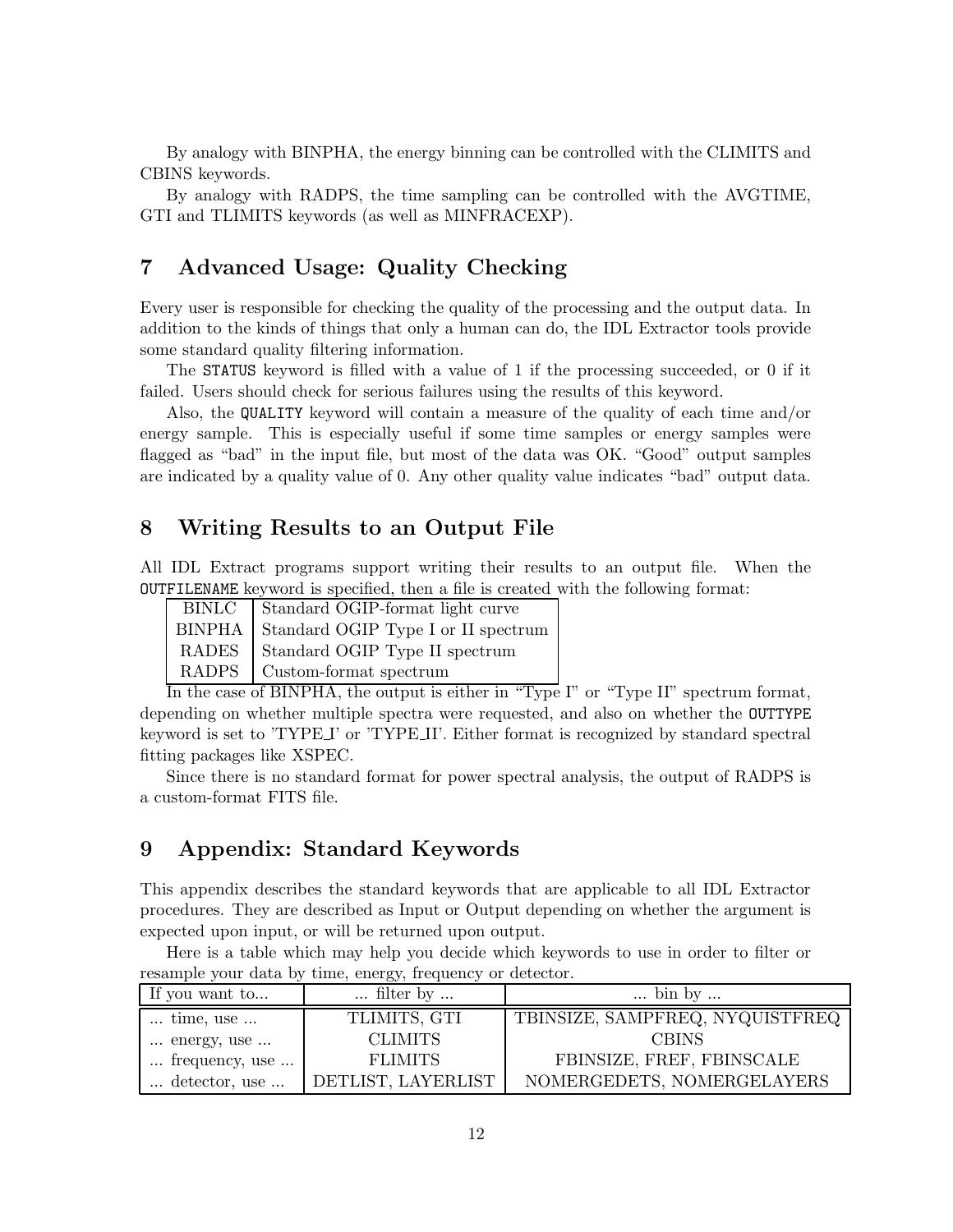By analogy with BINPHA, the energy binning can be controlled with the CLIMITS and CBINS keywords.

By analogy with RADPS, the time sampling can be controlled with the AVGTIME, GTI and TLIMITS keywords (as well as MINFRACEXP).

# 7 Advanced Usage: Quality Checking

Every user is responsible for checking the quality of the processing and the output data. In addition to the kinds of things that only a human can do, the IDL Extractor tools provide some standard quality filtering information.

The `STATUS` keyword is filled with a value of 1 if the processing succeeded, or 0 if it failed. Users should check for serious failures using the results of this keyword.

Also, the `QUALITY` keyword will contain a measure of the quality of each time and/or energy sample. This is especially useful if some time samples or energy samples were flagged as "bad" in the input file, but most of the data was OK. "Good" output samples are indicated by a quality value of 0. Any other quality value indicates "bad" output data.

# 8 Writing Results to an Output File

All IDL Extract programs support writing their results to an output file. When the `OUTFILENAME` keyword is specified, then a file is created with the following format:

| | |
|---|---|
| BINLC | Standard OGIP-format light curve |
| BINPHA | Standard OGIP Type I or II spectrum |
| RADES | Standard OGIP Type II spectrum |
| RADPS | Custom-format spectrum |

In the case of BINPHA, the output is either in "Type I" or "Type II" spectrum format, depending on whether multiple spectra were requested, and also on whether the `OUTTYPE` keyword is set to 'TYPE_I' or 'TYPE_II'. Either format is recognized by standard spectral fitting packages like XSPEC.

Since there is no standard format for power spectral analysis, the output of RADPS is a custom-format FITS file.

# 9 Appendix: Standard Keywords

This appendix describes the standard keywords that are applicable to all IDL Extractor procedures. They are described as Input or Output depending on whether the argument is expected upon input, or will be returned upon output.

Here is a table which may help you decide which keywords to use in order to filter or resample your data by time, energy, frequency or detector.

| If you want to... | ... filter by ... | ... bin by ... |
|---|---|---|
| ... time, use ... | TLIMITS, GTI | TBINSIZE, SAMPFREQ, NYQUISTFREQ |
| ... energy, use ... | CLIMITS | CBINS |
| ... frequency, use ... | FLIMITS | FBINSIZE, FREF, FBINSCALE |
| ... detector, use ... | DETLIST, LAYERLIST | NOMERGEDETS, NOMERGELAYERS |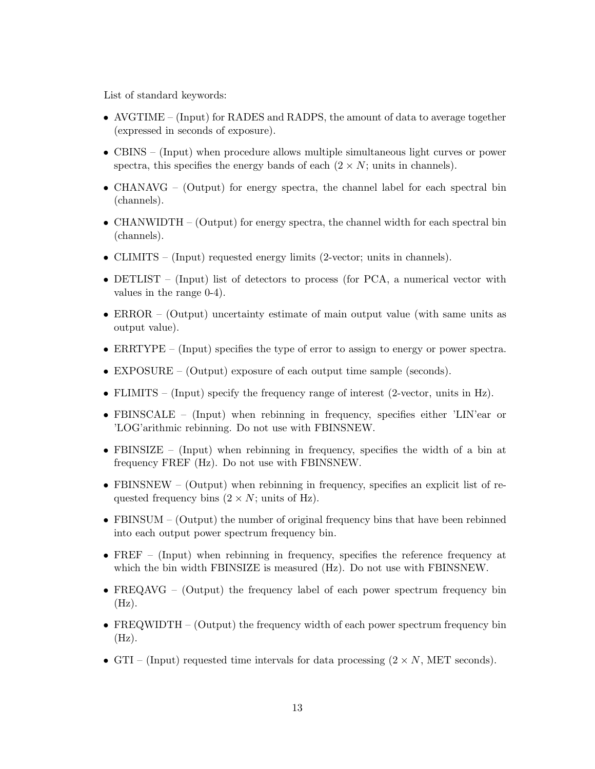List of standard keywords:

- AVGTIME – (Input) for RADES and RADPS, the amount of data to average together (expressed in seconds of exposure).
- CBINS – (Input) when procedure allows multiple simultaneous light curves or power spectra, this specifies the energy bands of each ($2 \times N$; units in channels).
- CHANAVG – (Output) for energy spectra, the channel label for each spectral bin (channels).
- CHANWIDTH – (Output) for energy spectra, the channel width for each spectral bin (channels).
- CLIMITS – (Input) requested energy limits (2-vector; units in channels).
- DETLIST – (Input) list of detectors to process (for PCA, a numerical vector with values in the range 0-4).
- ERROR – (Output) uncertainty estimate of main output value (with same units as output value).
- ERRTYPE – (Input) specifies the type of error to assign to energy or power spectra.
- EXPOSURE – (Output) exposure of each output time sample (seconds).
- FLIMITS – (Input) specify the frequency range of interest (2-vector, units in Hz).
- FBINSCALE – (Input) when rebinning in frequency, specifies either 'LIN'ear or 'LOG'arithmic rebinning. Do not use with FBINSNEW.
- FBINSIZE – (Input) when rebinning in frequency, specifies the width of a bin at frequency FREF (Hz). Do not use with FBINSNEW.
- FBINSNEW – (Output) when rebinning in frequency, specifies an explicit list of requested frequency bins ($2 \times N$; units of Hz).
- FBINSUM – (Output) the number of original frequency bins that have been rebinned into each output power spectrum frequency bin.
- FREF – (Input) when rebinning in frequency, specifies the reference frequency at which the bin width FBINSIZE is measured (Hz). Do not use with FBINSNEW.
- FREQAVG – (Output) the frequency label of each power spectrum frequency bin (Hz).
- FREQWIDTH – (Output) the frequency width of each power spectrum frequency bin (Hz).
- GTI – (Input) requested time intervals for data processing ($2 \times N$, MET seconds).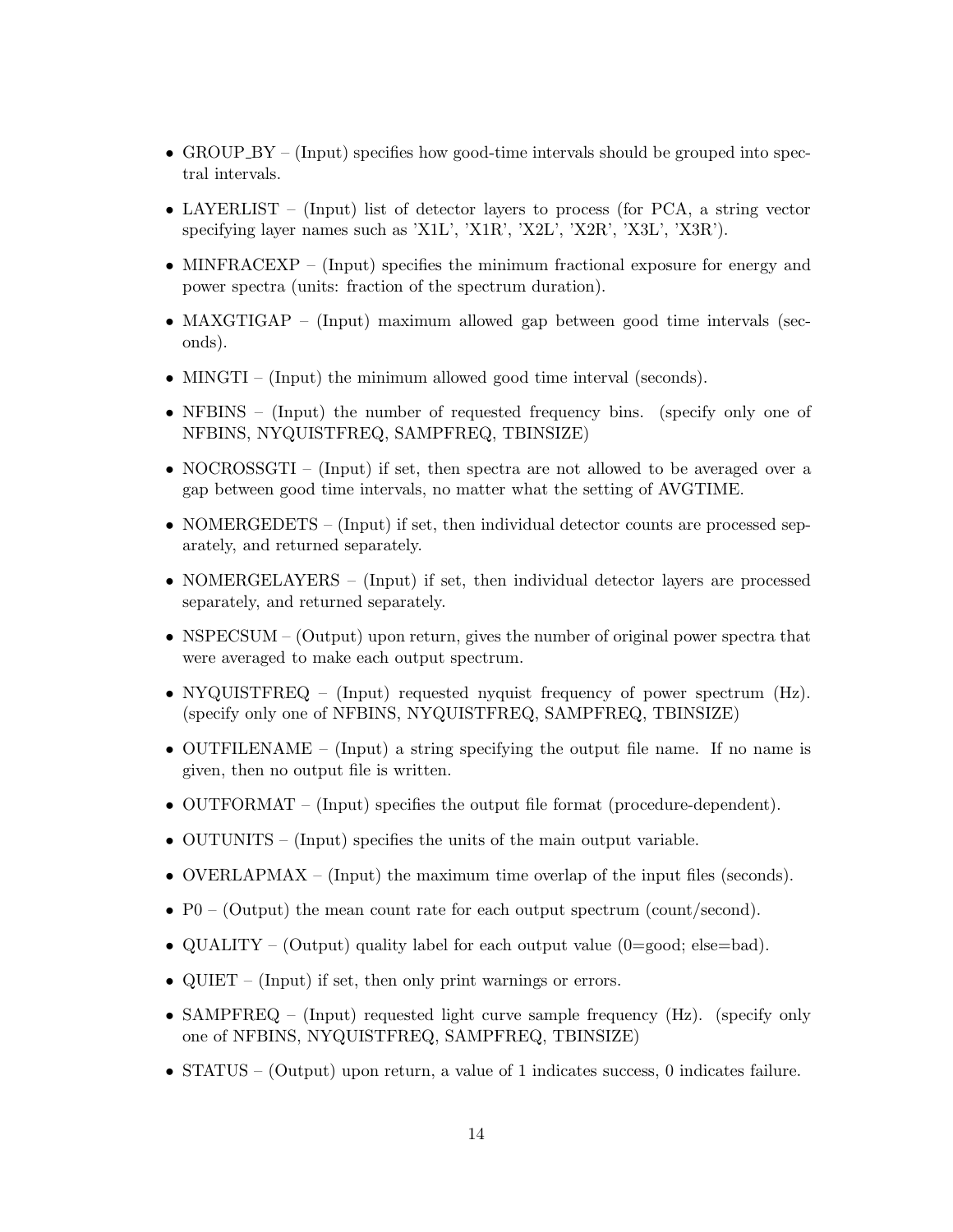- GROUP_BY – (Input) specifies how good-time intervals should be grouped into spectral intervals.
- LAYERLIST – (Input) list of detector layers to process (for PCA, a string vector specifying layer names such as 'X1L', 'X1R', 'X2L', 'X2R', 'X3L', 'X3R').
- MINFRACEXP – (Input) specifies the minimum fractional exposure for energy and power spectra (units: fraction of the spectrum duration).
- MAXGTIGAP – (Input) maximum allowed gap between good time intervals (seconds).
- MINGTI – (Input) the minimum allowed good time interval (seconds).
- NFBINS – (Input) the number of requested frequency bins. (specify only one of NFBINS, NYQUISTFREQ, SAMPFREQ, TBINSIZE)
- NOCROSSGTI – (Input) if set, then spectra are not allowed to be averaged over a gap between good time intervals, no matter what the setting of AVGTIME.
- NOMERGEDETS – (Input) if set, then individual detector counts are processed separately, and returned separately.
- NOMERGELAYERS – (Input) if set, then individual detector layers are processed separately, and returned separately.
- NSPECSUM – (Output) upon return, gives the number of original power spectra that were averaged to make each output spectrum.
- NYQUISTFREQ – (Input) requested nyquist frequency of power spectrum (Hz). (specify only one of NFBINS, NYQUISTFREQ, SAMPFREQ, TBINSIZE)
- OUTFILENAME – (Input) a string specifying the output file name. If no name is given, then no output file is written.
- OUTFORMAT – (Input) specifies the output file format (procedure-dependent).
- OUTUNITS – (Input) specifies the units of the main output variable.
- OVERLAPMAX – (Input) the maximum time overlap of the input files (seconds).
- P0 – (Output) the mean count rate for each output spectrum (count/second).
- QUALITY – (Output) quality label for each output value (0=good; else=bad).
- QUIET – (Input) if set, then only print warnings or errors.
- SAMPFREQ – (Input) requested light curve sample frequency (Hz). (specify only one of NFBINS, NYQUISTFREQ, SAMPFREQ, TBINSIZE)
- STATUS – (Output) upon return, a value of 1 indicates success, 0 indicates failure.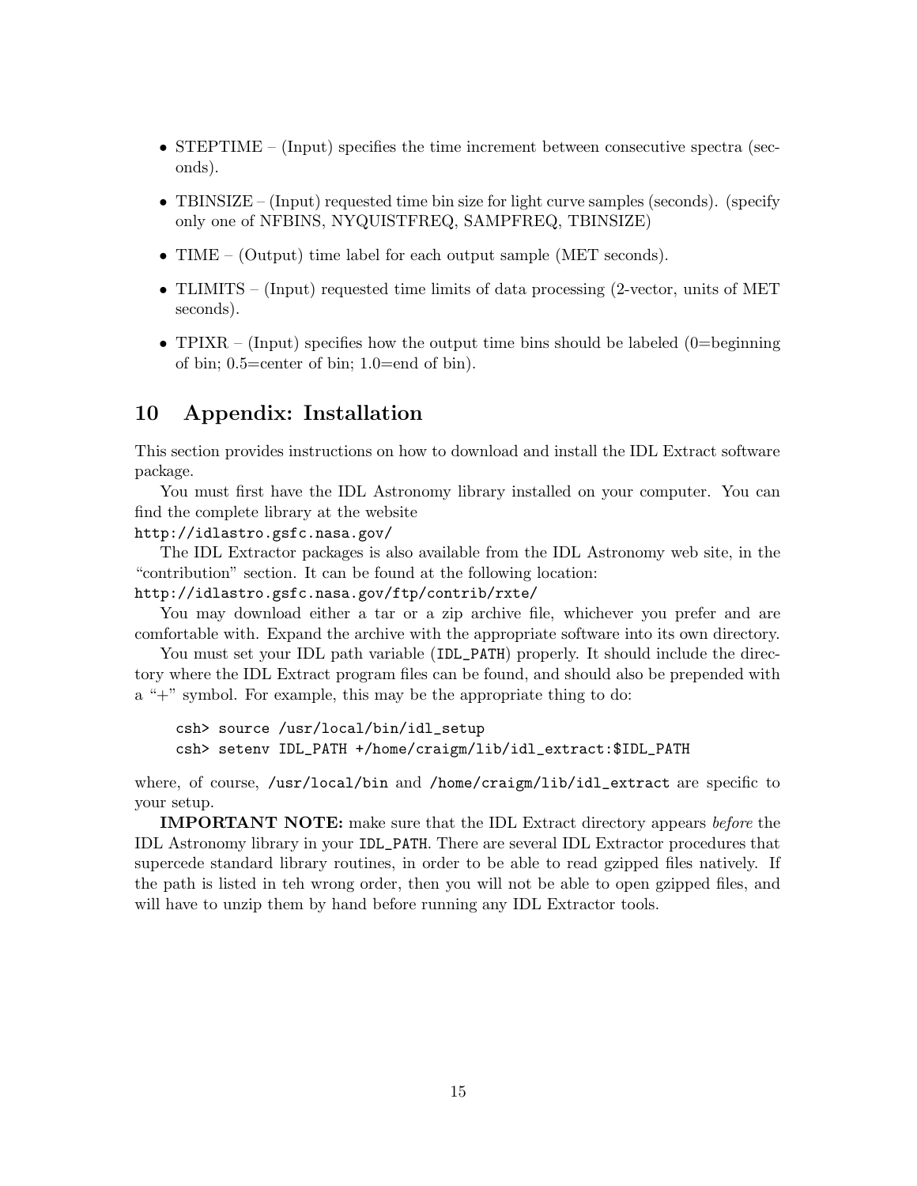- STEPTIME – (Input) specifies the time increment between consecutive spectra (seconds).
- TBINSIZE – (Input) requested time bin size for light curve samples (seconds). (specify only one of NFBINS, NYQUISTFREQ, SAMPFREQ, TBINSIZE)
- TIME – (Output) time label for each output sample (MET seconds).
- TLIMITS – (Input) requested time limits of data processing (2-vector, units of MET seconds).
- TPIXR – (Input) specifies how the output time bins should be labeled (0=beginning of bin; 0.5=center of bin; 1.0=end of bin).

## 10 Appendix: Installation

This section provides instructions on how to download and install the IDL Extract software package.

You must first have the IDL Astronomy library installed on your computer. You can find the complete library at the website
`http://idlastro.gsfc.nasa.gov/`

The IDL Extractor packages is also available from the IDL Astronomy web site, in the "contribution" section. It can be found at the following location:
`http://idlastro.gsfc.nasa.gov/ftp/contrib/rxte/`

You may download either a tar or a zip archive file, whichever you prefer and are comfortable with. Expand the archive with the appropriate software into its own directory.

You must set your IDL path variable (`IDL_PATH`) properly. It should include the directory where the IDL Extract program files can be found, and should also be prepended with a "+" symbol. For example, this may be the appropriate thing to do:

```
csh> source /usr/local/bin/idl_setup
csh> setenv IDL_PATH +/home/craigm/lib/idl_extract:$IDL_PATH
```

where, of course, `/usr/local/bin` and `/home/craigm/lib/idl_extract` are specific to your setup.

**IMPORTANT NOTE:** make sure that the IDL Extract directory appears *before* the IDL Astronomy library in your `IDL_PATH`. There are several IDL Extractor procedures that supercede standard library routines, in order to be able to read gzipped files natively. If the path is listed in teh wrong order, then you will not be able to open gzipped files, and will have to unzip them by hand before running any IDL Extractor tools.